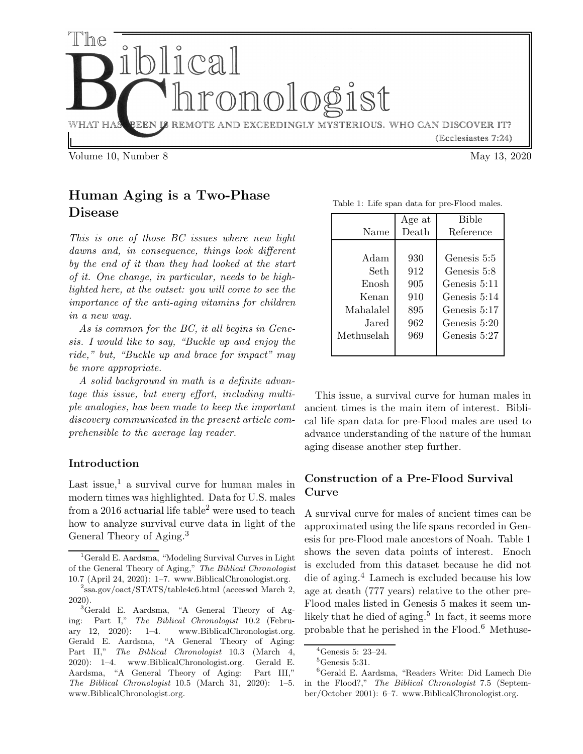# The Biblical Chronologist

WHAT HAS BEEN IS REMOTE AND EXCEEDINGLY MYSTERIOUS. WHO CAN DISCOVER IT? (Ecclesiastes 7:24)

Volume 10, Number 8 May 13, 2020

## Human Aging is a Two-Phase Disease

*This is one of those BC issues where new light dawns and, in consequence, things look different by the end of it than they had looked at the start of it. One change, in particular, needs to be highlighted here, at the outset: you will come to see the importance of the anti-aging vitamins for children in a new way.*

*As is common for the BC, it all begins in Genesis. I would like to say, "Buckle up and enjoy the ride," but, "Buckle up and brace for impact" may be more appropriate.*

*A solid background in math is a definite advantage this issue, but every effort, including multiple analogies, has been made to keep the important discovery communicated in the present article comprehensible to the average lay reader.*

### Introduction

Last issue,[1] a survival curve for human males in modern times was highlighted. Data for U.S. males from a 2016 actuarial life table[2] were used to teach how to analyze survival curve data in light of the General Theory of Aging.[3]

Table 1: Life span data for pre-Flood males.

| Name | Age at Death | Bible Reference |
|---|---|---|
| Adam | 930 | Genesis 5:5 |
| Seth | 912 | Genesis 5:8 |
| Enosh | 905 | Genesis 5:11 |
| Kenan | 910 | Genesis 5:14 |
| Mahalalel | 895 | Genesis 5:17 |
| Jared | 962 | Genesis 5:20 |
| Methuselah | 969 | Genesis 5:27 |

This issue, a survival curve for human males in ancient times is the main item of interest. Biblical life span data for pre-Flood males are used to advance understanding of the nature of the human aging disease another step further.

### Construction of a Pre-Flood Survival Curve

A survival curve for males of ancient times can be approximated using the life spans recorded in Genesis for pre-Flood male ancestors of Noah. Table 1 shows the seven data points of interest. Enoch is excluded from this dataset because he did not die of aging.[4] Lamech is excluded because his low age at death (777 years) relative to the other pre-Flood males listed in Genesis 5 makes it seem unlikely that he died of aging.[5] In fact, it seems more probable that he perished in the Flood.[6] Methuse-

---

[1] Gerald E. Aardsma, "Modeling Survival Curves in Light of the General Theory of Aging," *The Biblical Chronologist* 10.7 (April 24, 2020): 1–7. www.BiblicalChronologist.org.

[2] ssa.gov/oact/STATS/table4c6.html (accessed March 2, 2020).

[3] Gerald E. Aardsma, "A General Theory of Aging: Part I," *The Biblical Chronologist* 10.2 (February 12, 2020): 1–4. www.BiblicalChronologist.org. Gerald E. Aardsma, "A General Theory of Aging: Part II," *The Biblical Chronologist* 10.3 (March 4, 2020): 1–4. www.BiblicalChronologist.org. Gerald E. Aardsma, "A General Theory of Aging: Part III," *The Biblical Chronologist* 10.5 (March 31, 2020): 1–5. www.BiblicalChronologist.org.

[4] Genesis 5: 23–24.

[5] Genesis 5:31.

[6] Gerald E. Aardsma, "Readers Write: Did Lamech Die in the Flood?," *The Biblical Chronologist* 7.5 (September/October 2001): 6–7. www.BiblicalChronologist.org.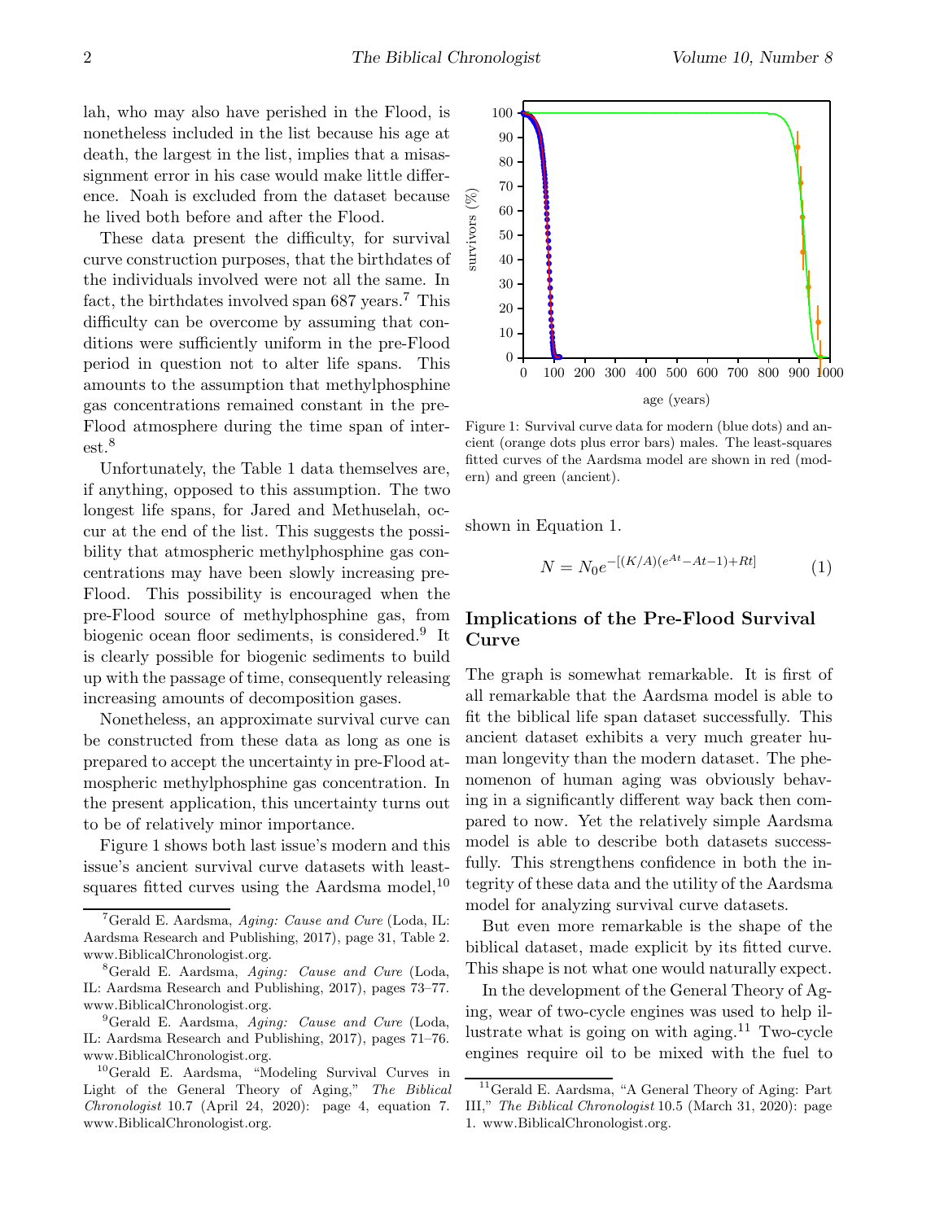lah, who may also have perished in the Flood, is nonetheless included in the list because his age at death, the largest in the list, implies that a misassignment error in his case would make little difference. Noah is excluded from the dataset because he lived both before and after the Flood.

These data present the difficulty, for survival curve construction purposes, that the birthdates of the individuals involved were not all the same. In fact, the birthdates involved span 687 years.[7] This difficulty can be overcome by assuming that conditions were sufficiently uniform in the pre-Flood period in question not to alter life spans. This amounts to the assumption that methylphosphine gas concentrations remained constant in the pre-Flood atmosphere during the time span of interest.[8]

Unfortunately, the Table 1 data themselves are, if anything, opposed to this assumption. The two longest life spans, for Jared and Methuselah, occur at the end of the list. This suggests the possibility that atmospheric methylphosphine gas concentrations may have been slowly increasing pre-Flood. This possibility is encouraged when the pre-Flood source of methylphosphine gas, from biogenic ocean floor sediments, is considered.[9] It is clearly possible for biogenic sediments to build up with the passage of time, consequently releasing increasing amounts of decomposition gases.

Nonetheless, an approximate survival curve can be constructed from these data as long as one is prepared to accept the uncertainty in pre-Flood atmospheric methylphosphine gas concentration. In the present application, this uncertainty turns out to be of relatively minor importance.

Figure 1 shows both last issue's modern and this issue's ancient survival curve datasets with least-squares fitted curves using the Aardsma model,[10] shown in Equation 1.

Figure 1: Survival curve data for modern (blue dots) and ancient (orange dots plus error bars) males. The least-squares fitted curves of the Aardsma model are shown in red (modern) and green (ancient).

$$N = N_0 e^{-[(K/A)(e^{At} - At - 1) + Rt]} \qquad (1)$$

## Implications of the Pre-Flood Survival Curve

The graph is somewhat remarkable. It is first of all remarkable that the Aardsma model is able to fit the biblical life span dataset successfully. This ancient dataset exhibits a very much greater human longevity than the modern dataset. The phenomenon of human aging was obviously behaving in a significantly different way back then compared to now. Yet the relatively simple Aardsma model is able to describe both datasets successfully. This strengthens confidence in both the integrity of these data and the utility of the Aardsma model for analyzing survival curve datasets.

But even more remarkable is the shape of the biblical dataset, made explicit by its fitted curve. This shape is not what one would naturally expect.

In the development of the General Theory of Aging, wear of two-cycle engines was used to help illustrate what is going on with aging.[11] Two-cycle engines require oil to be mixed with the fuel to

---

[7] Gerald E. Aardsma, *Aging: Cause and Cure* (Loda, IL: Aardsma Research and Publishing, 2017), page 31, Table 2. www.BiblicalChronologist.org.

[8] Gerald E. Aardsma, *Aging: Cause and Cure* (Loda, IL: Aardsma Research and Publishing, 2017), pages 73–77. www.BiblicalChronologist.org.

[9] Gerald E. Aardsma, *Aging: Cause and Cure* (Loda, IL: Aardsma Research and Publishing, 2017), pages 71–76. www.BiblicalChronologist.org.

[10] Gerald E. Aardsma, "Modeling Survival Curves in Light of the General Theory of Aging," *The Biblical Chronologist* 10.7 (April 24, 2020): page 4, equation 7. www.BiblicalChronologist.org.

[11] Gerald E. Aardsma, "A General Theory of Aging: Part III," *The Biblical Chronologist* 10.5 (March 31, 2020): page 1. www.BiblicalChronologist.org.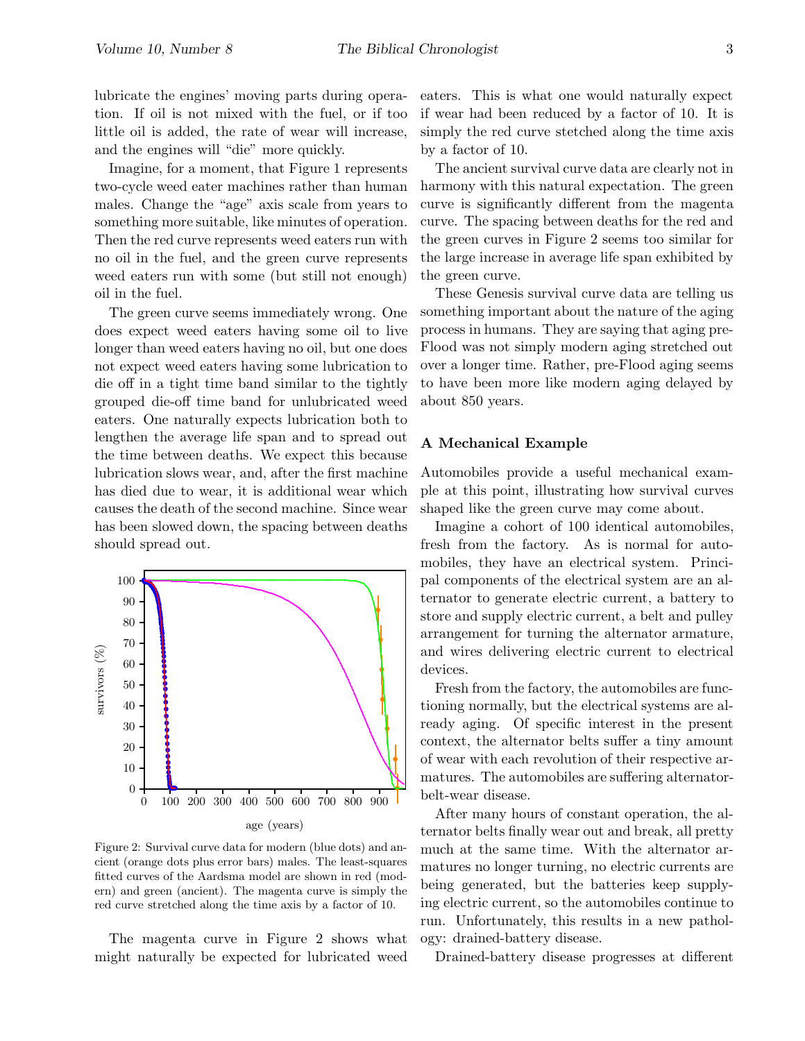lubricate the engines' moving parts during operation. If oil is not mixed with the fuel, or if too little oil is added, the rate of wear will increase, and the engines will "die" more quickly.

Imagine, for a moment, that Figure 1 represents two-cycle weed eater machines rather than human males. Change the "age" axis scale from years to something more suitable, like minutes of operation. Then the red curve represents weed eaters run with no oil in the fuel, and the green curve represents weed eaters run with some (but still not enough) oil in the fuel.

The green curve seems immediately wrong. One does expect weed eaters having some oil to live longer than weed eaters having no oil, but one does not expect weed eaters having some lubrication to die off in a tight time band similar to the tightly grouped die-off time band for unlubricated weed eaters. One naturally expects lubrication both to lengthen the average life span and to spread out the time between deaths. We expect this because lubrication slows wear, and, after the first machine has died due to wear, it is additional wear which causes the death of the second machine. Since wear has been slowed down, the spacing between deaths should spread out.

Figure 2: Survival curve data for modern (blue dots) and ancient (orange dots plus error bars) males. The least-squares fitted curves of the Aardsma model are shown in red (modern) and green (ancient). The magenta curve is simply the red curve stretched along the time axis by a factor of 10.

The magenta curve in Figure 2 shows what might naturally be expected for lubricated weed eaters. This is what one would naturally expect if wear had been reduced by a factor of 10. It is simply the red curve stretched along the time axis by a factor of 10.

The ancient survival curve data are clearly not in harmony with this natural expectation. The green curve is significantly different from the magenta curve. The spacing between deaths for the red and the green curves in Figure 2 seems too similar for the large increase in average life span exhibited by the green curve.

These Genesis survival curve data are telling us something important about the nature of the aging process in humans. They are saying that aging pre-Flood was not simply modern aging stretched out over a longer time. Rather, pre-Flood aging seems to have been more like modern aging delayed by about 850 years.

### A Mechanical Example

Automobiles provide a useful mechanical example at this point, illustrating how survival curves shaped like the green curve may come about.

Imagine a cohort of 100 identical automobiles, fresh from the factory. As is normal for automobiles, they have an electrical system. Principal components of the electrical system are an alternator to generate electric current, a battery to store and supply electric current, a belt and pulley arrangement for turning the alternator armature, and wires delivering electric current to electrical devices.

Fresh from the factory, the automobiles are functioning normally, but the electrical systems are already aging. Of specific interest in the present context, the alternator belts suffer a tiny amount of wear with each revolution of their respective armatures. The automobiles are suffering alternator-belt-wear disease.

After many hours of constant operation, the alternator belts finally wear out and break, all pretty much at the same time. With the alternator armatures no longer turning, no electric currents are being generated, but the batteries keep supplying electric current, so the automobiles continue to run. Unfortunately, this results in a new pathology: drained-battery disease.

Drained-battery disease progresses at different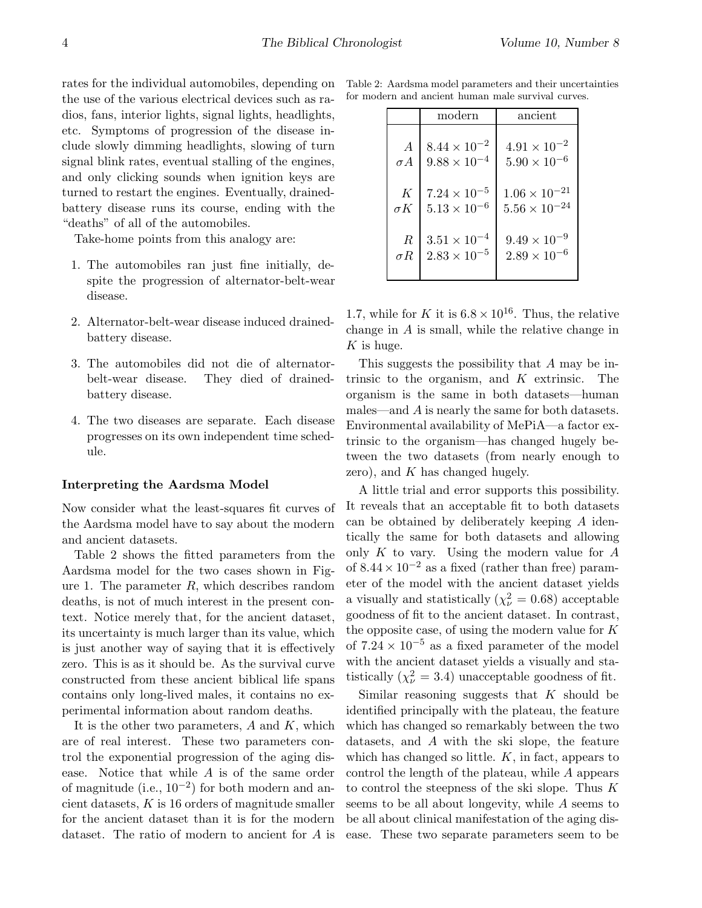rates for the individual automobiles, depending on the use of the various electrical devices such as radios, fans, interior lights, signal lights, headlights, etc. Symptoms of progression of the disease include slowly dimming headlights, slowing of turn signal blink rates, eventual stalling of the engines, and only clicking sounds when ignition keys are turned to restart the engines. Eventually, drained-battery disease runs its course, ending with the "deaths" of all of the automobiles.

Take-home points from this analogy are:

1. The automobiles ran just fine initially, despite the progression of alternator-belt-wear disease.

2. Alternator-belt-wear disease induced drained-battery disease.

3. The automobiles did not die of alternator-belt-wear disease. They died of drained-battery disease.

4. The two diseases are separate. Each disease progresses on its own independent time schedule.

### Interpreting the Aardsma Model

Now consider what the least-squares fit curves of the Aardsma model have to say about the modern and ancient datasets.

Table 2 shows the fitted parameters from the Aardsma model for the two cases shown in Figure 1. The parameter $R$, which describes random deaths, is not of much interest in the present context. Notice merely that, for the ancient dataset, its uncertainty is much larger than its value, which is just another way of saying that it is effectively zero. This is as it should be. As the survival curve constructed from these ancient biblical life spans contains only long-lived males, it contains no experimental information about random deaths.

It is the other two parameters, $A$ and $K$, which are of real interest. These two parameters control the exponential progression of the aging disease. Notice that while $A$ is of the same order of magnitude (i.e., $10^{-2}$) for both modern and ancient datasets, $K$ is 16 orders of magnitude smaller for the ancient dataset than it is for the modern dataset. The ratio of modern to ancient for $A$ is 1.7, while for $K$ it is $6.8 \times 10^{16}$. Thus, the relative change in $A$ is small, while the relative change in $K$ is huge.

Table 2: Aardsma model parameters and their uncertainties for modern and ancient human male survival curves.

| | modern | ancient |
|---|---|---|
| $A$ | $8.44 \times 10^{-2}$ | $4.91 \times 10^{-2}$ |
| $\sigma A$ | $9.88 \times 10^{-4}$ | $5.90 \times 10^{-6}$ |
| $K$ | $7.24 \times 10^{-5}$ | $1.06 \times 10^{-21}$ |
| $\sigma K$ | $5.13 \times 10^{-6}$ | $5.56 \times 10^{-24}$ |
| $R$ | $3.51 \times 10^{-4}$ | $9.49 \times 10^{-9}$ |
| $\sigma R$ | $2.83 \times 10^{-5}$ | $2.89 \times 10^{-6}$ |

This suggests the possibility that $A$ may be intrinsic to the organism, and $K$ extrinsic. The organism is the same in both datasets—human males—and $A$ is nearly the same for both datasets. Environmental availability of MePiA—a factor extrinsic to the organism—has changed hugely between the two datasets (from nearly enough to zero), and $K$ has changed hugely.

A little trial and error supports this possibility. It reveals that an acceptable fit to both datasets can be obtained by deliberately keeping $A$ identically the same for both datasets and allowing only $K$ to vary. Using the modern value for $A$ of $8.44 \times 10^{-2}$ as a fixed (rather than free) parameter of the model with the ancient dataset yields a visually and statistically ($\chi^2_\nu = 0.68$) acceptable goodness of fit to the ancient dataset. In contrast, the opposite case, of using the modern value for $K$ of $7.24 \times 10^{-5}$ as a fixed parameter of the model with the ancient dataset yields a visually and statistically ($\chi^2_\nu = 3.4$) unacceptable goodness of fit.

Similar reasoning suggests that $K$ should be identified principally with the plateau, the feature which has changed so remarkably between the two datasets, and $A$ with the ski slope, the feature which has changed so little. $K$, in fact, appears to control the length of the plateau, while $A$ appears to control the steepness of the ski slope. Thus $K$ seems to be all about longevity, while $A$ seems to be all about clinical manifestation of the aging disease. These two separate parameters seem to be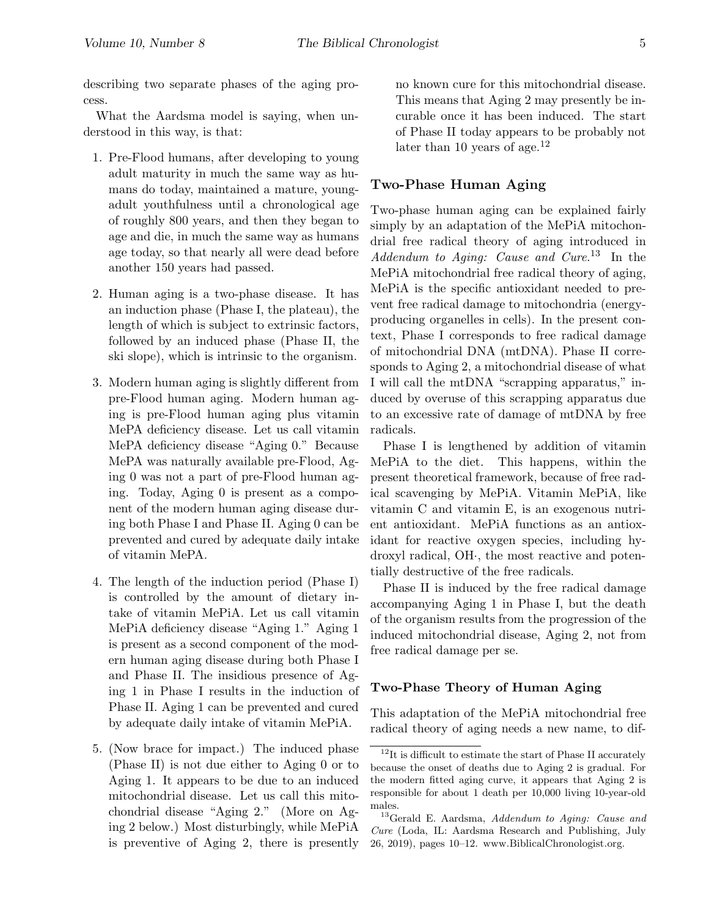describing two separate phases of the aging process.

What the Aardsma model is saying, when understood in this way, is that:

1. Pre-Flood humans, after developing to young adult maturity in much the same way as humans do today, maintained a mature, young-adult youthfulness until a chronological age of roughly 800 years, and then they began to age and die, in much the same way as humans age today, so that nearly all were dead before another 150 years had passed.

2. Human aging is a two-phase disease. It has an induction phase (Phase I, the plateau), the length of which is subject to extrinsic factors, followed by an induced phase (Phase II, the ski slope), which is intrinsic to the organism.

3. Modern human aging is slightly different from pre-Flood human aging. Modern human aging is pre-Flood human aging plus vitamin MePA deficiency disease. Let us call vitamin MePA deficiency disease "Aging 0." Because MePA was naturally available pre-Flood, Aging 0 was not a part of pre-Flood human aging. Today, Aging 0 is present as a component of the modern human aging disease during both Phase I and Phase II. Aging 0 can be prevented and cured by adequate daily intake of vitamin MePA.

4. The length of the induction period (Phase I) is controlled by the amount of dietary intake of vitamin MePiA. Let us call vitamin MePiA deficiency disease "Aging 1." Aging 1 is present as a second component of the modern human aging disease during both Phase I and Phase II. The insidious presence of Aging 1 in Phase I results in the induction of Phase II. Aging 1 can be prevented and cured by adequate daily intake of vitamin MePiA.

5. (Now brace for impact.) The induced phase (Phase II) is not due either to Aging 0 or to Aging 1. It appears to be due to an induced mitochondrial disease. Let us call this mitochondrial disease "Aging 2." (More on Aging 2 below.) Most disturbingly, while MePiA is preventive of Aging 2, there is presently no known cure for this mitochondrial disease. This means that Aging 2 may presently be incurable once it has been induced. The start of Phase II today appears to be probably not later than 10 years of age.[12]

## Two-Phase Human Aging

Two-phase human aging can be explained fairly simply by an adaptation of the MePiA mitochondrial free radical theory of aging introduced in *Addendum to Aging: Cause and Cure*.[13] In the MePiA mitochondrial free radical theory of aging, MePiA is the specific antioxidant needed to prevent free radical damage to mitochondria (energy-producing organelles in cells). In the present context, Phase I corresponds to free radical damage of mitochondrial DNA (mtDNA). Phase II corresponds to Aging 2, a mitochondrial disease of what I will call the mtDNA "scrapping apparatus," induced by overuse of this scrapping apparatus due to an excessive rate of damage of mtDNA by free radicals.

Phase I is lengthened by addition of vitamin MePiA to the diet. This happens, within the present theoretical framework, because of free radical scavenging by MePiA. Vitamin MePiA, like vitamin C and vitamin E, is an exogenous nutrient antioxidant. MePiA functions as an antioxidant for reactive oxygen species, including hydroxyl radical, $OH\cdot$, the most reactive and potentially destructive of the free radicals.

Phase II is induced by the free radical damage accompanying Aging 1 in Phase I, but the death of the organism results from the progression of the induced mitochondrial disease, Aging 2, not from free radical damage per se.

## Two-Phase Theory of Human Aging

This adaptation of the MePiA mitochondrial free radical theory of aging needs a new name, to dif-

---

[12] It is difficult to estimate the start of Phase II accurately because the onset of deaths due to Aging 2 is gradual. For the modern fitted aging curve, it appears that Aging 2 is responsible for about 1 death per 10,000 living 10-year-old males.

[13] Gerald E. Aardsma, *Addendum to Aging: Cause and Cure* (Loda, IL: Aardsma Research and Publishing, July 26, 2019), pages 10–12. www.BiblicalChronologist.org.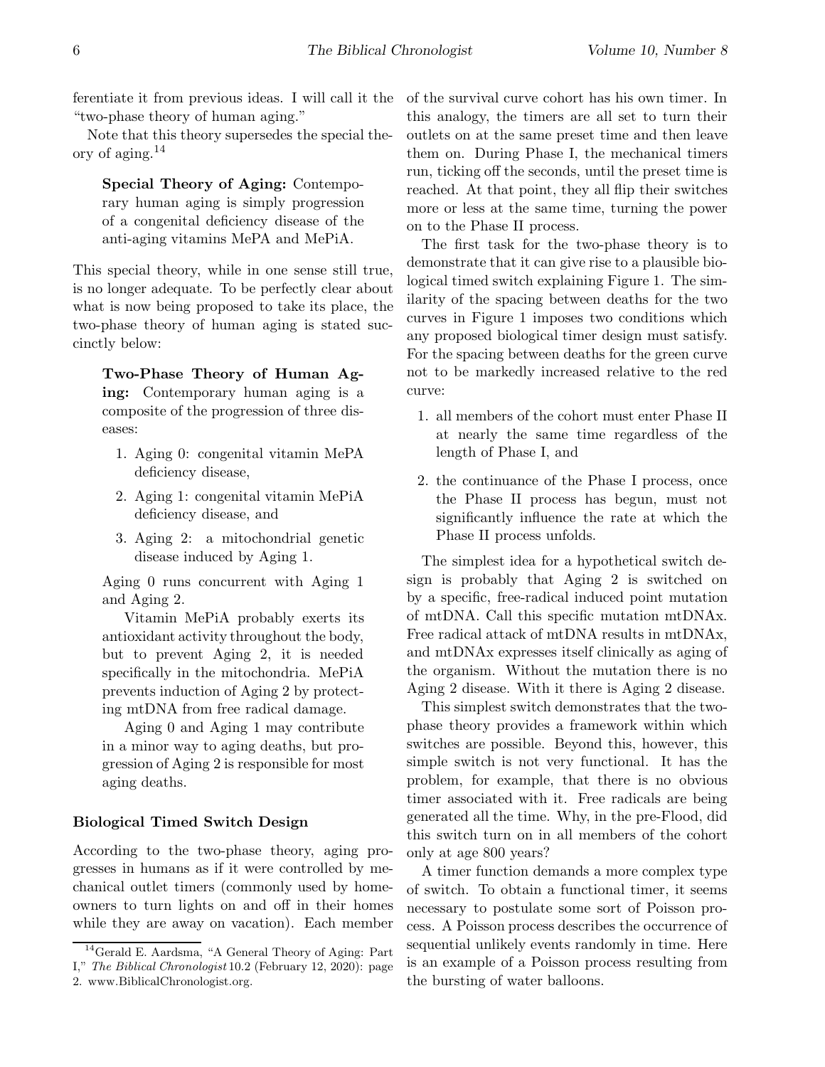ferentiate it from previous ideas. I will call it the "two-phase theory of human aging."

Note that this theory supersedes the special theory of aging.[14]

> **Special Theory of Aging:** Contemporary human aging is simply progression of a congenital deficiency disease of the anti-aging vitamins MePA and MePiA.

This special theory, while in one sense still true, is no longer adequate. To be perfectly clear about what is now being proposed to take its place, the two-phase theory of human aging is stated succinctly below:

> **Two-Phase Theory of Human Aging:** Contemporary human aging is a composite of the progression of three diseases:
>
> 1. Aging 0: congenital vitamin MePA deficiency disease,
> 2. Aging 1: congenital vitamin MePiA deficiency disease, and
> 3. Aging 2: a mitochondrial genetic disease induced by Aging 1.
>
> Aging 0 runs concurrent with Aging 1 and Aging 2.
>
> Vitamin MePiA probably exerts its antioxidant activity throughout the body, but to prevent Aging 2, it is needed specifically in the mitochondria. MePiA prevents induction of Aging 2 by protecting mtDNA from free radical damage.
>
> Aging 0 and Aging 1 may contribute in a minor way to aging deaths, but progression of Aging 2 is responsible for most aging deaths.

### Biological Timed Switch Design

According to the two-phase theory, aging progresses in humans as if it were controlled by mechanical outlet timers (commonly used by homeowners to turn lights on and off in their homes while they are away on vacation). Each member of the survival curve cohort has his own timer. In this analogy, the timers are all set to turn their outlets on at the same preset time and then leave them on. During Phase I, the mechanical timers run, ticking off the seconds, until the preset time is reached. At that point, they all flip their switches more or less at the same time, turning the power on to the Phase II process.

The first task for the two-phase theory is to demonstrate that it can give rise to a plausible biological timed switch explaining Figure 1. The similarity of the spacing between deaths for the two curves in Figure 1 imposes two conditions which any proposed biological timer design must satisfy. For the spacing between deaths for the green curve not to be markedly increased relative to the red curve:

1. all members of the cohort must enter Phase II at nearly the same time regardless of the length of Phase I, and
2. the continuance of the Phase I process, once the Phase II process has begun, must not significantly influence the rate at which the Phase II process unfolds.

The simplest idea for a hypothetical switch design is probably that Aging 2 is switched on by a specific, free-radical induced point mutation of mtDNA. Call this specific mutation mtDNAx. Free radical attack of mtDNA results in mtDNAx, and mtDNAx expresses itself clinically as aging of the organism. Without the mutation there is no Aging 2 disease. With it there is Aging 2 disease.

This simplest switch demonstrates that the two-phase theory provides a framework within which switches are possible. Beyond this, however, this simple switch is not very functional. It has the problem, for example, that there is no obvious timer associated with it. Free radicals are being generated all the time. Why, in the pre-Flood, did this switch turn on in all members of the cohort only at age 800 years?

A timer function demands a more complex type of switch. To obtain a functional timer, it seems necessary to postulate some sort of Poisson process. A Poisson process describes the occurrence of sequential unlikely events randomly in time. Here is an example of a Poisson process resulting from the bursting of water balloons.

[14] Gerald E. Aardsma, "A General Theory of Aging: Part I," *The Biblical Chronologist* 10.2 (February 12, 2020): page 2. www.BiblicalChronologist.org.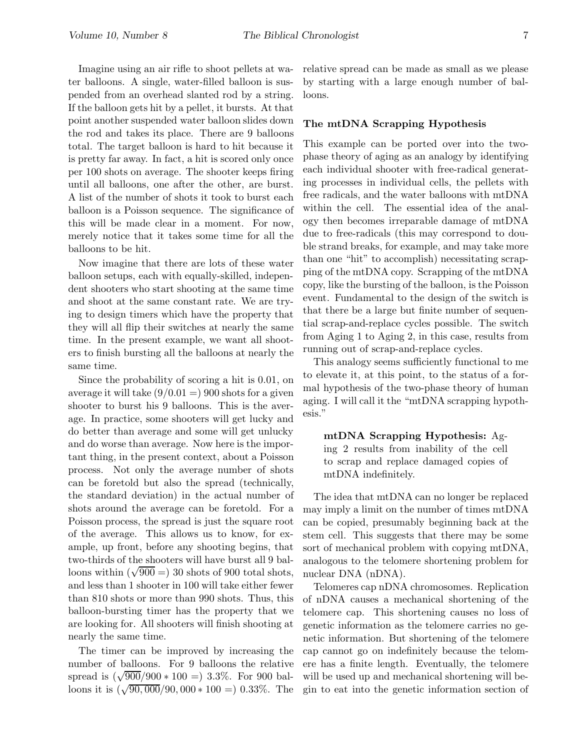Imagine using an air rifle to shoot pellets at water balloons. A single, water-filled balloon is suspended from an overhead slanted rod by a string. If the balloon gets hit by a pellet, it bursts. At that point another suspended water balloon slides down the rod and takes its place. There are 9 balloons total. The target balloon is hard to hit because it is pretty far away. In fact, a hit is scored only once per 100 shots on average. The shooter keeps firing until all balloons, one after the other, are burst. A list of the number of shots it took to burst each balloon is a Poisson sequence. The significance of this will be made clear in a moment. For now, merely notice that it takes some time for all the balloons to be hit.

Now imagine that there are lots of these water balloon setups, each with equally-skilled, independent shooters who start shooting at the same time and shoot at the same constant rate. We are trying to design timers which have the property that they will all flip their switches at nearly the same time. In the present example, we want all shooters to finish bursting all the balloons at nearly the same time.

Since the probability of scoring a hit is 0.01, on average it will take $(9/0.01 =)$ 900 shots for a given shooter to burst his 9 balloons. This is the average. In practice, some shooters will get lucky and do better than average and some will get unlucky and do worse than average. Now here is the important thing, in the present context, about a Poisson process. Not only the average number of shots can be foretold but also the spread (technically, the standard deviation) in the actual number of shots around the average can be foretold. For a Poisson process, the spread is just the square root of the average. This allows us to know, for example, up front, before any shooting begins, that two-thirds of the shooters will have burst all 9 balloons within $(\sqrt{900} =)$ 30 shots of 900 total shots, and less than 1 shooter in 100 will take either fewer than 810 shots or more than 990 shots. Thus, this balloon-bursting timer has the property that we are looking for. All shooters will finish shooting at nearly the same time.

The timer can be improved by increasing the number of balloons. For 9 balloons the relative spread is $(\sqrt{900}/900 * 100 =)$ 3.3%. For 900 balloons it is $(\sqrt{90,000}/90,000 * 100 =)$ 0.33%. The relative spread can be made as small as we please by starting with a large enough number of balloons.

### The mtDNA Scrapping Hypothesis

This example can be ported over into the two-phase theory of aging as an analogy by identifying each individual shooter with free-radical generating processes in individual cells, the pellets with free radicals, and the water balloons with mtDNA within the cell. The essential idea of the analogy then becomes irreparable damage of mtDNA due to free-radicals (this may correspond to double strand breaks, for example, and may take more than one "hit" to accomplish) necessitating scrapping of the mtDNA copy. Scrapping of the mtDNA copy, like the bursting of the balloon, is the Poisson event. Fundamental to the design of the switch is that there be a large but finite number of sequential scrap-and-replace cycles possible. The switch from Aging 1 to Aging 2, in this case, results from running out of scrap-and-replace cycles.

This analogy seems sufficiently functional to me to elevate it, at this point, to the status of a formal hypothesis of the two-phase theory of human aging. I will call it the "mtDNA scrapping hypothesis."

> **mtDNA Scrapping Hypothesis:** Aging 2 results from inability of the cell to scrap and replace damaged copies of mtDNA indefinitely.

The idea that mtDNA can no longer be replaced may imply a limit on the number of times mtDNA can be copied, presumably beginning back at the stem cell. This suggests that there may be some sort of mechanical problem with copying mtDNA, analogous to the telomere shortening problem for nuclear DNA (nDNA).

Telomeres cap nDNA chromosomes. Replication of nDNA causes a mechanical shortening of the telomere cap. This shortening causes no loss of genetic information as the telomere carries no genetic information. But shortening of the telomere cap cannot go on indefinitely because the telomere has a finite length. Eventually, the telomere will be used up and mechanical shortening will begin to eat into the genetic information section of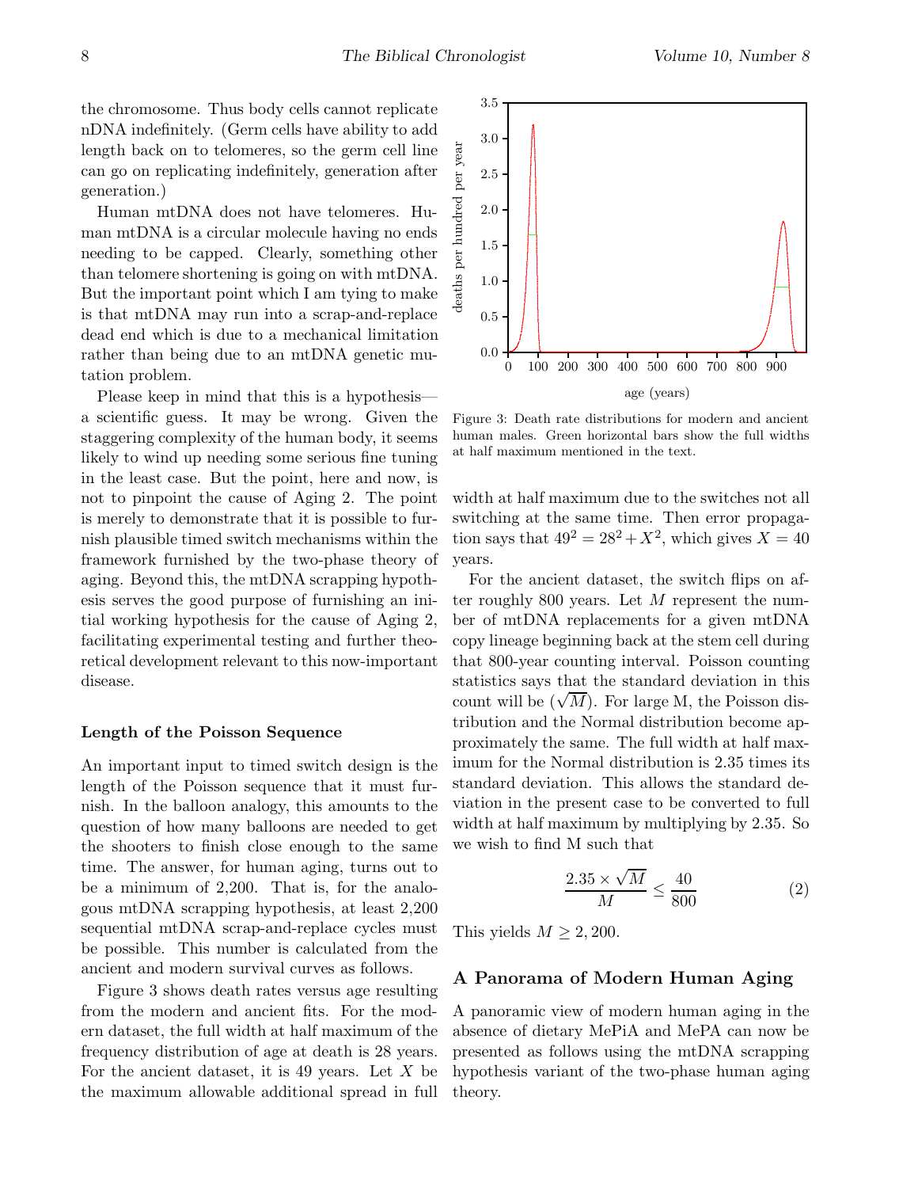the chromosome. Thus body cells cannot replicate nDNA indefinitely. (Germ cells have ability to add length back on to telomeres, so the germ cell line can go on replicating indefinitely, generation after generation.)

Human mtDNA does not have telomeres. Human mtDNA is a circular molecule having no ends needing to be capped. Clearly, something other than telomere shortening is going on with mtDNA. But the important point which I am trying to make is that mtDNA may run into a scrap-and-replace dead end which is due to a mechanical limitation rather than being due to an mtDNA genetic mutation problem.

Please keep in mind that this is a hypothesis—a scientific guess. It may be wrong. Given the staggering complexity of the human body, it seems likely to wind up needing some serious fine tuning in the least case. But the point, here and now, is not to pinpoint the cause of Aging 2. The point is merely to demonstrate that it is possible to furnish plausible timed switch mechanisms within the framework furnished by the two-phase theory of aging. Beyond this, the mtDNA scrapping hypothesis serves the good purpose of furnishing an initial working hypothesis for the cause of Aging 2, facilitating experimental testing and further theoretical development relevant to this now-important disease.

### Length of the Poisson Sequence

An important input to timed switch design is the length of the Poisson sequence that it must furnish. In the balloon analogy, this amounts to the question of how many balloons are needed to get the shooters to finish close enough to the same time. The answer, for human aging, turns out to be a minimum of 2,200. That is, for the analogous mtDNA scrapping hypothesis, at least 2,200 sequential mtDNA scrap-and-replace cycles must be possible. This number is calculated from the ancient and modern survival curves as follows.

Figure 3 shows death rates versus age resulting from the modern and ancient fits. For the modern dataset, the full width at half maximum of the frequency distribution of age at death is 28 years. For the ancient dataset, it is 49 years. Let $X$ be the maximum allowable additional spread in full width at half maximum due to the switches not all switching at the same time. Then error propagation says that $49^2 = 28^2 + X^2$, which gives $X = 40$ years.

Figure 3: Death rate distributions for modern and ancient human males. Green horizontal bars show the full widths at half maximum mentioned in the text.

For the ancient dataset, the switch flips on after roughly 800 years. Let $M$ represent the number of mtDNA replacements for a given mtDNA copy lineage beginning back at the stem cell during that 800-year counting interval. Poisson counting statistics says that the standard deviation in this count will be ($\sqrt{M}$). For large M, the Poisson distribution and the Normal distribution become approximately the same. The full width at half maximum for the Normal distribution is 2.35 times its standard deviation. This allows the standard deviation in the present case to be converted to full width at half maximum by multiplying by 2.35. So we wish to find M such that

$$\frac{2.35 \times \sqrt{M}}{M} \leq \frac{40}{800} \tag{2}$$

This yields $M \geq 2,200$.

### A Panorama of Modern Human Aging

A panoramic view of modern human aging in the absence of dietary MePiA and MePA can now be presented as follows using the mtDNA scrapping hypothesis variant of the two-phase human aging theory.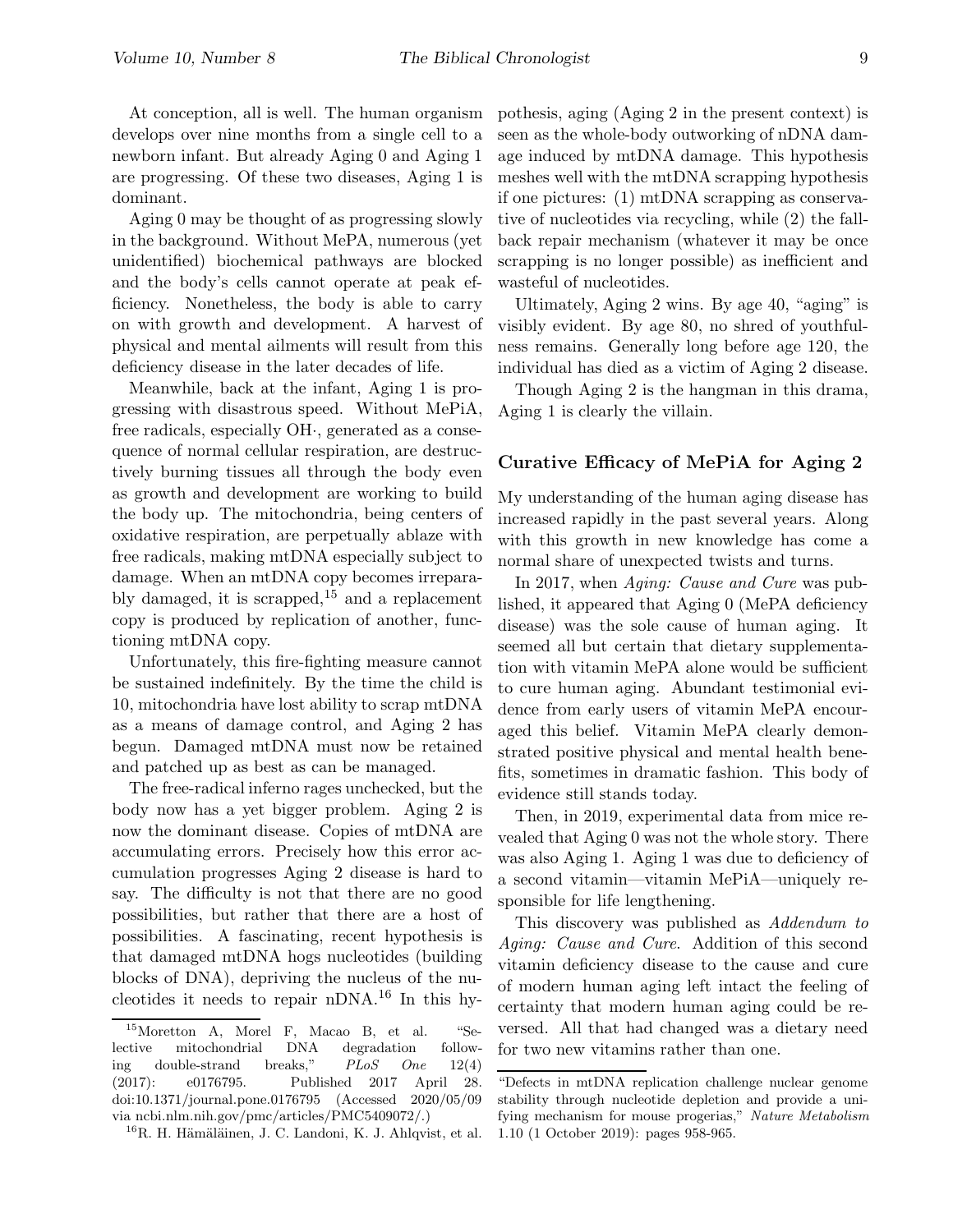At conception, all is well. The human organism develops over nine months from a single cell to a newborn infant. But already Aging 0 and Aging 1 are progressing. Of these two diseases, Aging 1 is dominant.

Aging 0 may be thought of as progressing slowly in the background. Without MePA, numerous (yet unidentified) biochemical pathways are blocked and the body's cells cannot operate at peak efficiency. Nonetheless, the body is able to carry on with growth and development. A harvest of physical and mental ailments will result from this deficiency disease in the later decades of life.

Meanwhile, back at the infant, Aging 1 is progressing with disastrous speed. Without MePiA, free radicals, especially OH·, generated as a consequence of normal cellular respiration, are destructively burning tissues all through the body even as growth and development are working to build the body up. The mitochondria, being centers of oxidative respiration, are perpetually ablaze with free radicals, making mtDNA especially subject to damage. When an mtDNA copy becomes irreparably damaged, it is scrapped,[15] and a replacement copy is produced by replication of another, functioning mtDNA copy.

Unfortunately, this fire-fighting measure cannot be sustained indefinitely. By the time the child is 10, mitochondria have lost ability to scrap mtDNA as a means of damage control, and Aging 2 has begun. Damaged mtDNA must now be retained and patched up as best as can be managed.

The free-radical inferno rages unchecked, but the body now has a yet bigger problem. Aging 2 is now the dominant disease. Copies of mtDNA are accumulating errors. Precisely how this error accumulation progresses Aging 2 disease is hard to say. The difficulty is not that there are no good possibilities, but rather that there are a host of possibilities. A fascinating, recent hypothesis is that damaged mtDNA hogs nucleotides (building blocks of DNA), depriving the nucleus of the nucleotides it needs to repair nDNA.[16] In this hypothesis, aging (Aging 2 in the present context) is seen as the whole-body outworking of nDNA damage induced by mtDNA damage. This hypothesis meshes well with the mtDNA scrapping hypothesis if one pictures: (1) mtDNA scrapping as conservative of nucleotides via recycling, while (2) the fallback repair mechanism (whatever it may be once scrapping is no longer possible) as inefficient and wasteful of nucleotides.

Ultimately, Aging 2 wins. By age 40, "aging" is visibly evident. By age 80, no shred of youthfulness remains. Generally long before age 120, the individual has died as a victim of Aging 2 disease.

Though Aging 2 is the hangman in this drama, Aging 1 is clearly the villain.

### Curative Efficacy of MePiA for Aging 2

My understanding of the human aging disease has increased rapidly in the past several years. Along with this growth in new knowledge has come a normal share of unexpected twists and turns.

In 2017, when *Aging: Cause and Cure* was published, it appeared that Aging 0 (MePA deficiency disease) was the sole cause of human aging. It seemed all but certain that dietary supplementation with vitamin MePA alone would be sufficient to cure human aging. Abundant testimonial evidence from early users of vitamin MePA encouraged this belief. Vitamin MePA clearly demonstrated positive physical and mental health benefits, sometimes in dramatic fashion. This body of evidence still stands today.

Then, in 2019, experimental data from mice revealed that Aging 0 was not the whole story. There was also Aging 1. Aging 1 was due to deficiency of a second vitamin—vitamin MePiA—uniquely responsible for life lengthening.

This discovery was published as *Addendum to Aging: Cause and Cure*. Addition of this second vitamin deficiency disease to the cause and cure of modern human aging left intact the feeling of certainty that modern human aging could be reversed. All that had changed was a dietary need for two new vitamins rather than one.

---

[15] Moretton A, Morel F, Macao B, et al. "Selective mitochondrial DNA degradation following double-strand breaks," *PLoS One* 12(4) (2017): e0176795. Published 2017 April 28. doi:10.1371/journal.pone.0176795 (Accessed 2020/05/09 via ncbi.nlm.nih.gov/pmc/articles/PMC5409072/.)

[16] R. H. Hämäläinen, J. C. Landoni, K. J. Ahlqvist, et al. "Defects in mtDNA replication challenge nuclear genome stability through nucleotide depletion and provide a unifying mechanism for mouse progerias," *Nature Metabolism* 1.10 (1 October 2019): pages 958-965.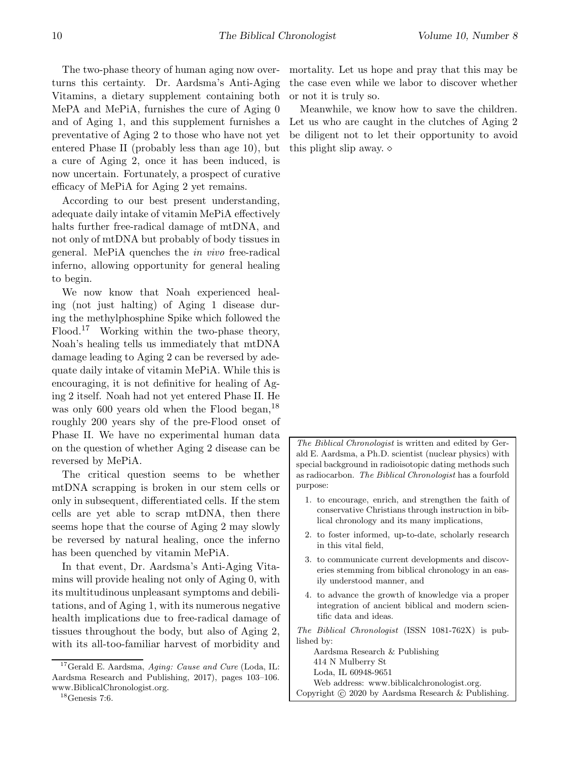The two-phase theory of human aging now overturns this certainty. Dr. Aardsma's Anti-Aging Vitamins, a dietary supplement containing both MePA and MePiA, furnishes the cure of Aging 0 and of Aging 1, and this supplement furnishes a preventative of Aging 2 to those who have not yet entered Phase II (probably less than age 10), but a cure of Aging 2, once it has been induced, is now uncertain. Fortunately, a prospect of curative efficacy of MePiA for Aging 2 yet remains.

According to our best present understanding, adequate daily intake of vitamin MePiA effectively halts further free-radical damage of mtDNA, and not only of mtDNA but probably of body tissues in general. MePiA quenches the *in vivo* free-radical inferno, allowing opportunity for general healing to begin.

We now know that Noah experienced healing (not just halting) of Aging 1 disease during the methylphosphine Spike which followed the Flood.[17] Working within the two-phase theory, Noah's healing tells us immediately that mtDNA damage leading to Aging 2 can be reversed by adequate daily intake of vitamin MePiA. While this is encouraging, it is not definitive for healing of Aging 2 itself. Noah had not yet entered Phase II. He was only 600 years old when the Flood began,[18] roughly 200 years shy of the pre-Flood onset of Phase II. We have no experimental human data on the question of whether Aging 2 disease can be reversed by MePiA.

The critical question seems to be whether mtDNA scrapping is broken in our stem cells or only in subsequent, differentiated cells. If the stem cells are yet able to scrap mtDNA, then there seems hope that the course of Aging 2 may slowly be reversed by natural healing, once the inferno has been quenched by vitamin MePiA.

In that event, Dr. Aardsma's Anti-Aging Vitamins will provide healing not only of Aging 0, with its multitudinous unpleasant symptoms and debilitations, and of Aging 1, with its numerous negative health implications due to free-radical damage of tissues throughout the body, but also of Aging 2, with its all-too-familiar harvest of morbidity and mortality. Let us hope and pray that this may be the case even while we labor to discover whether or not it is truly so.

Meanwhile, we know how to save the children. Let us who are caught in the clutches of Aging 2 be diligent not to let their opportunity to avoid this plight slip away. ⋄

---

[17] Gerald E. Aardsma, *Aging: Cause and Cure* (Loda, IL: Aardsma Research and Publishing, 2017), pages 103–106. www.BiblicalChronologist.org.

[18] Genesis 7:6.

---

*The Biblical Chronologist* is written and edited by Gerald E. Aardsma, a Ph.D. scientist (nuclear physics) with special background in radioisotopic dating methods such as radiocarbon. *The Biblical Chronologist* has a fourfold purpose:

1. to encourage, enrich, and strengthen the faith of conservative Christians through instruction in biblical chronology and its many implications,
2. to foster informed, up-to-date, scholarly research in this vital field,
3. to communicate current developments and discoveries stemming from biblical chronology in an easily understood manner, and
4. to advance the growth of knowledge via a proper integration of ancient biblical and modern scientific data and ideas.

*The Biblical Chronologist* (ISSN 1081-762X) is published by:

Aardsma Research & Publishing
414 N Mulberry St
Loda, IL 60948-9651
Web address: www.biblicalchronologist.org.

Copyright © 2020 by Aardsma Research & Publishing.